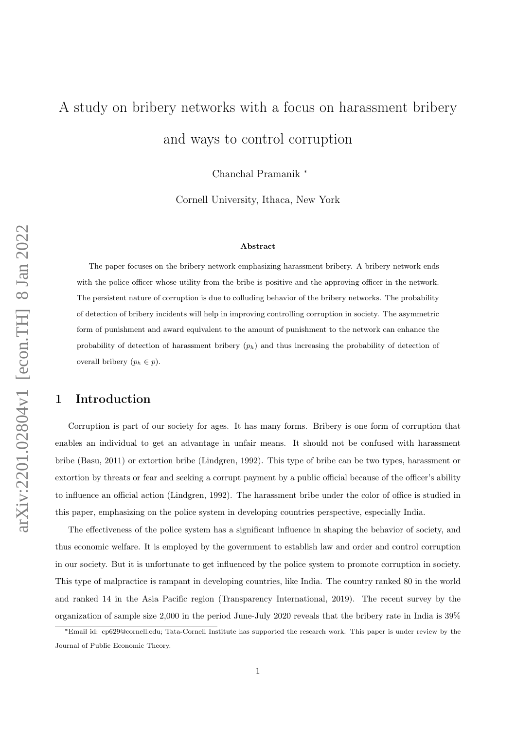# A study on bribery networks with a focus on harassment bribery and ways to control corruption

Chanchal Pramanik [*]

Cornell University, Ithaca, New York

### Abstract

The paper focuses on the bribery network emphasizing harassment bribery. A bribery network ends with the police officer whose utility from the bribe is positive and the approving officer in the network. The persistent nature of corruption is due to colluding behavior of the bribery networks. The probability of detection of bribery incidents will help in improving controlling corruption in society. The asymmetric form of punishment and award equivalent to the amount of punishment to the network can enhance the probability of detection of harassment bribery ($p_h$) and thus increasing the probability of detection of overall bribery ($p_h \in p$).

## 1 Introduction

Corruption is part of our society for ages. It has many forms. Bribery is one form of corruption that enables an individual to get an advantage in unfair means. It should not be confused with harassment bribe (Basu, 2011) or extortion bribe (Lindgren, 1992). This type of bribe can be two types, harassment or extortion by threats or fear and seeking a corrupt payment by a public official because of the officer's ability to influence an official action (Lindgren, 1992). The harassment bribe under the color of office is studied in this paper, emphasizing on the police system in developing countries perspective, especially India.

The effectiveness of the police system has a significant influence in shaping the behavior of society, and thus economic welfare. It is employed by the government to establish law and order and control corruption in our society. But it is unfortunate to get influenced by the police system to promote corruption in society. This type of malpractice is rampant in developing countries, like India. The country ranked 80 in the world and ranked 14 in the Asia Pacific region (Transparency International, 2019). The recent survey by the organization of sample size 2,000 in the period June-July 2020 reveals that the bribery rate in India is 39%

[*] Email id: cp629@cornell.edu; Tata-Cornell Institute has supported the research work. This paper is under review by the Journal of Public Economic Theory.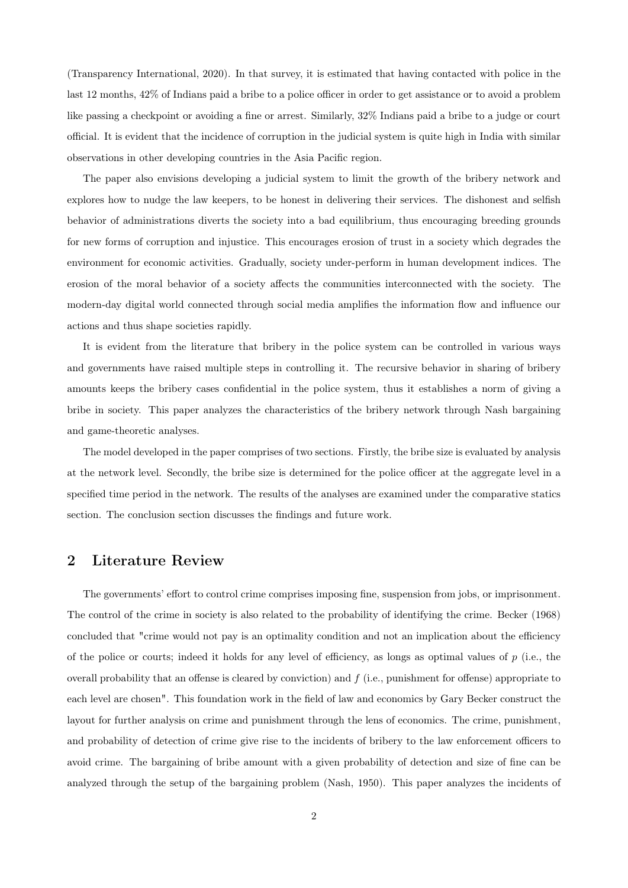(Transparency International, 2020). In that survey, it is estimated that having contacted with police in the last 12 months, 42% of Indians paid a bribe to a police officer in order to get assistance or to avoid a problem like passing a checkpoint or avoiding a fine or arrest. Similarly, 32% Indians paid a bribe to a judge or court official. It is evident that the incidence of corruption in the judicial system is quite high in India with similar observations in other developing countries in the Asia Pacific region.

The paper also envisions developing a judicial system to limit the growth of the bribery network and explores how to nudge the law keepers, to be honest in delivering their services. The dishonest and selfish behavior of administrations diverts the society into a bad equilibrium, thus encouraging breeding grounds for new forms of corruption and injustice. This encourages erosion of trust in a society which degrades the environment for economic activities. Gradually, society under-perform in human development indices. The erosion of the moral behavior of a society affects the communities interconnected with the society. The modern-day digital world connected through social media amplifies the information flow and influence our actions and thus shape societies rapidly.

It is evident from the literature that bribery in the police system can be controlled in various ways and governments have raised multiple steps in controlling it. The recursive behavior in sharing of bribery amounts keeps the bribery cases confidential in the police system, thus it establishes a norm of giving a bribe in society. This paper analyzes the characteristics of the bribery network through Nash bargaining and game-theoretic analyses.

The model developed in the paper comprises of two sections. Firstly, the bribe size is evaluated by analysis at the network level. Secondly, the bribe size is determined for the police officer at the aggregate level in a specified time period in the network. The results of the analyses are examined under the comparative statics section. The conclusion section discusses the findings and future work.

## 2 Literature Review

The governments' effort to control crime comprises imposing fine, suspension from jobs, or imprisonment. The control of the crime in society is also related to the probability of identifying the crime. Becker (1968) concluded that "crime would not pay is an optimality condition and not an implication about the efficiency of the police or courts; indeed it holds for any level of efficiency, as longs as optimal values of $p$ (i.e., the overall probability that an offense is cleared by conviction) and $f$ (i.e., punishment for offense) appropriate to each level are chosen". This foundation work in the field of law and economics by Gary Becker construct the layout for further analysis on crime and punishment through the lens of economics. The crime, punishment, and probability of detection of crime give rise to the incidents of bribery to the law enforcement officers to avoid crime. The bargaining of bribe amount with a given probability of detection and size of fine can be analyzed through the setup of the bargaining problem (Nash, 1950). This paper analyzes the incidents of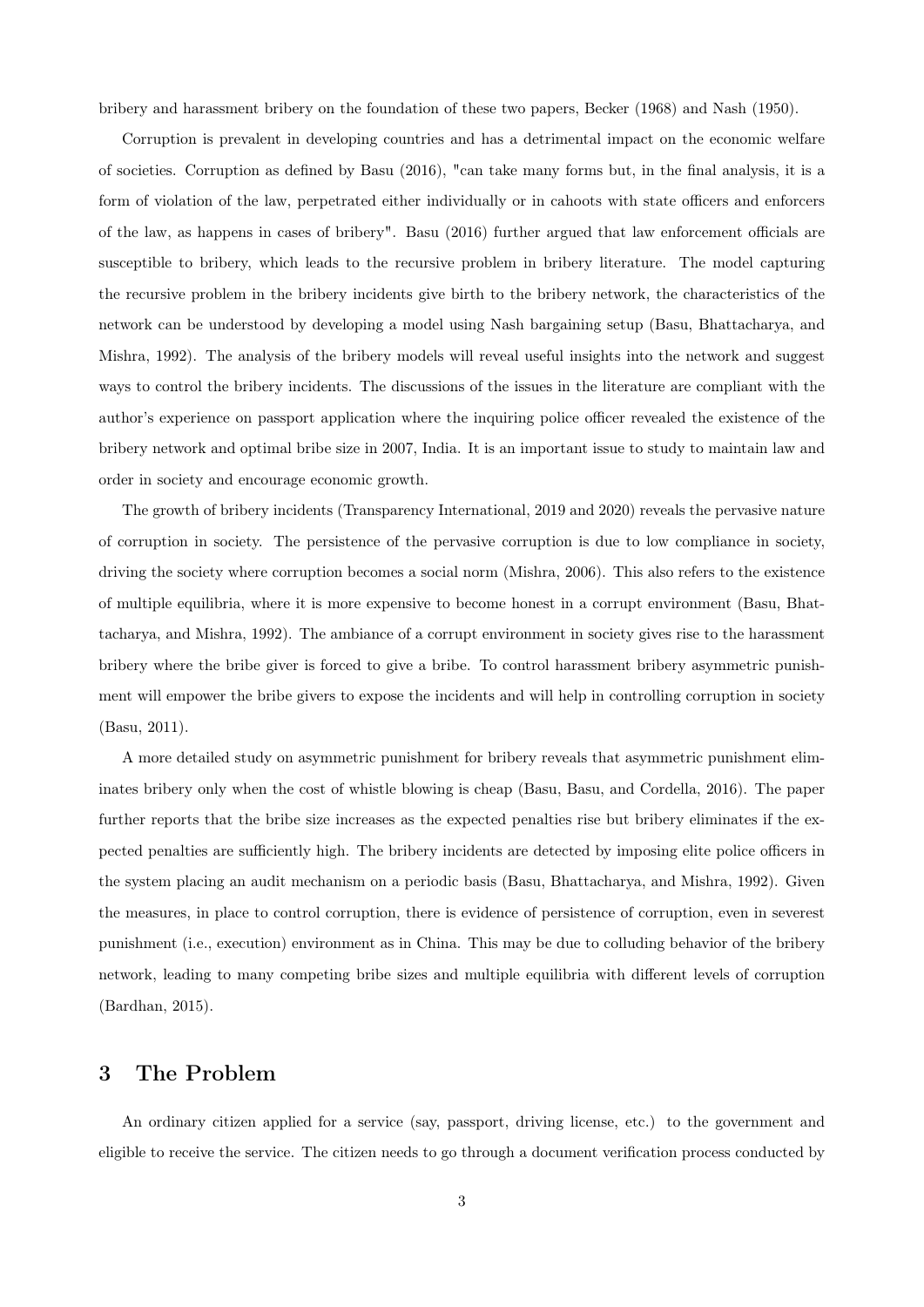bribery and harassment bribery on the foundation of these two papers, Becker (1968) and Nash (1950).

Corruption is prevalent in developing countries and has a detrimental impact on the economic welfare of societies. Corruption as defined by Basu (2016), "can take many forms but, in the final analysis, it is a form of violation of the law, perpetrated either individually or in cahoots with state officers and enforcers of the law, as happens in cases of bribery". Basu (2016) further argued that law enforcement officials are susceptible to bribery, which leads to the recursive problem in bribery literature. The model capturing the recursive problem in the bribery incidents give birth to the bribery network, the characteristics of the network can be understood by developing a model using Nash bargaining setup (Basu, Bhattacharya, and Mishra, 1992). The analysis of the bribery models will reveal useful insights into the network and suggest ways to control the bribery incidents. The discussions of the issues in the literature are compliant with the author's experience on passport application where the inquiring police officer revealed the existence of the bribery network and optimal bribe size in 2007, India. It is an important issue to study to maintain law and order in society and encourage economic growth.

The growth of bribery incidents (Transparency International, 2019 and 2020) reveals the pervasive nature of corruption in society. The persistence of the pervasive corruption is due to low compliance in society, driving the society where corruption becomes a social norm (Mishra, 2006). This also refers to the existence of multiple equilibria, where it is more expensive to become honest in a corrupt environment (Basu, Bhattacharya, and Mishra, 1992). The ambiance of a corrupt environment in society gives rise to the harassment bribery where the bribe giver is forced to give a bribe. To control harassment bribery asymmetric punishment will empower the bribe givers to expose the incidents and will help in controlling corruption in society (Basu, 2011).

A more detailed study on asymmetric punishment for bribery reveals that asymmetric punishment eliminates bribery only when the cost of whistle blowing is cheap (Basu, Basu, and Cordella, 2016). The paper further reports that the bribe size increases as the expected penalties rise but bribery eliminates if the expected penalties are sufficiently high. The bribery incidents are detected by imposing elite police officers in the system placing an audit mechanism on a periodic basis (Basu, Bhattacharya, and Mishra, 1992). Given the measures, in place to control corruption, there is evidence of persistence of corruption, even in severest punishment (i.e., execution) environment as in China. This may be due to colluding behavior of the bribery network, leading to many competing bribe sizes and multiple equilibria with different levels of corruption (Bardhan, 2015).

## 3 The Problem

An ordinary citizen applied for a service (say, passport, driving license, etc.) to the government and eligible to receive the service. The citizen needs to go through a document verification process conducted by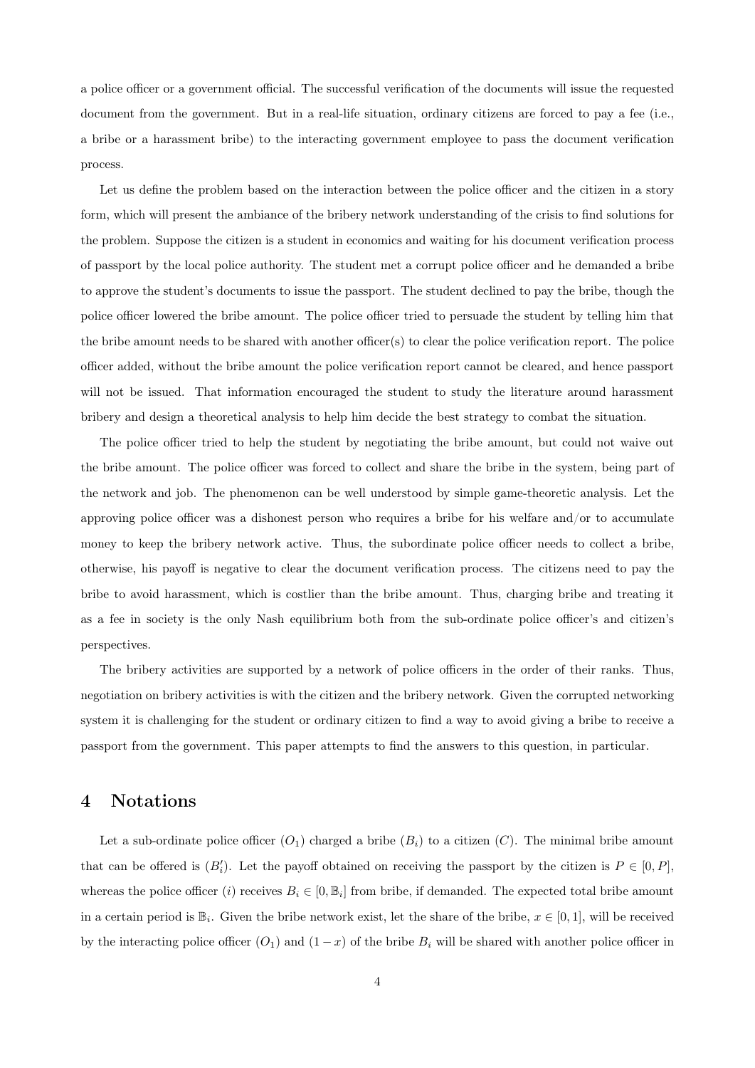a police officer or a government official. The successful verification of the documents will issue the requested document from the government. But in a real-life situation, ordinary citizens are forced to pay a fee (i.e., a bribe or a harassment bribe) to the interacting government employee to pass the document verification process.

Let us define the problem based on the interaction between the police officer and the citizen in a story form, which will present the ambiance of the bribery network understanding of the crisis to find solutions for the problem. Suppose the citizen is a student in economics and waiting for his document verification process of passport by the local police authority. The student met a corrupt police officer and he demanded a bribe to approve the student's documents to issue the passport. The student declined to pay the bribe, though the police officer lowered the bribe amount. The police officer tried to persuade the student by telling him that the bribe amount needs to be shared with another officer(s) to clear the police verification report. The police officer added, without the bribe amount the police verification report cannot be cleared, and hence passport will not be issued. That information encouraged the student to study the literature around harassment bribery and design a theoretical analysis to help him decide the best strategy to combat the situation.

The police officer tried to help the student by negotiating the bribe amount, but could not waive out the bribe amount. The police officer was forced to collect and share the bribe in the system, being part of the network and job. The phenomenon can be well understood by simple game-theoretic analysis. Let the approving police officer was a dishonest person who requires a bribe for his welfare and/or to accumulate money to keep the bribery network active. Thus, the subordinate police officer needs to collect a bribe, otherwise, his payoff is negative to clear the document verification process. The citizens need to pay the bribe to avoid harassment, which is costlier than the bribe amount. Thus, charging bribe and treating it as a fee in society is the only Nash equilibrium both from the sub-ordinate police officer's and citizen's perspectives.

The bribery activities are supported by a network of police officers in the order of their ranks. Thus, negotiation on bribery activities is with the citizen and the bribery network. Given the corrupted networking system it is challenging for the student or ordinary citizen to find a way to avoid giving a bribe to receive a passport from the government. This paper attempts to find the answers to this question, in particular.

## 4 Notations

Let a sub-ordinate police officer ($O_1$) charged a bribe ($B_i$) to a citizen ($C$). The minimal bribe amount that can be offered is ($B_i'$). Let the payoff obtained on receiving the passport by the citizen is $P \in [0, P]$, whereas the police officer ($i$) receives $B_i \in [0, \mathbb{B}_i]$ from bribe, if demanded. The expected total bribe amount in a certain period is $\mathbb{B}_i$. Given the bribe network exist, let the share of the bribe, $x \in [0, 1]$, will be received by the interacting police officer ($O_1$) and $(1 - x)$ of the bribe $B_i$ will be shared with another police officer in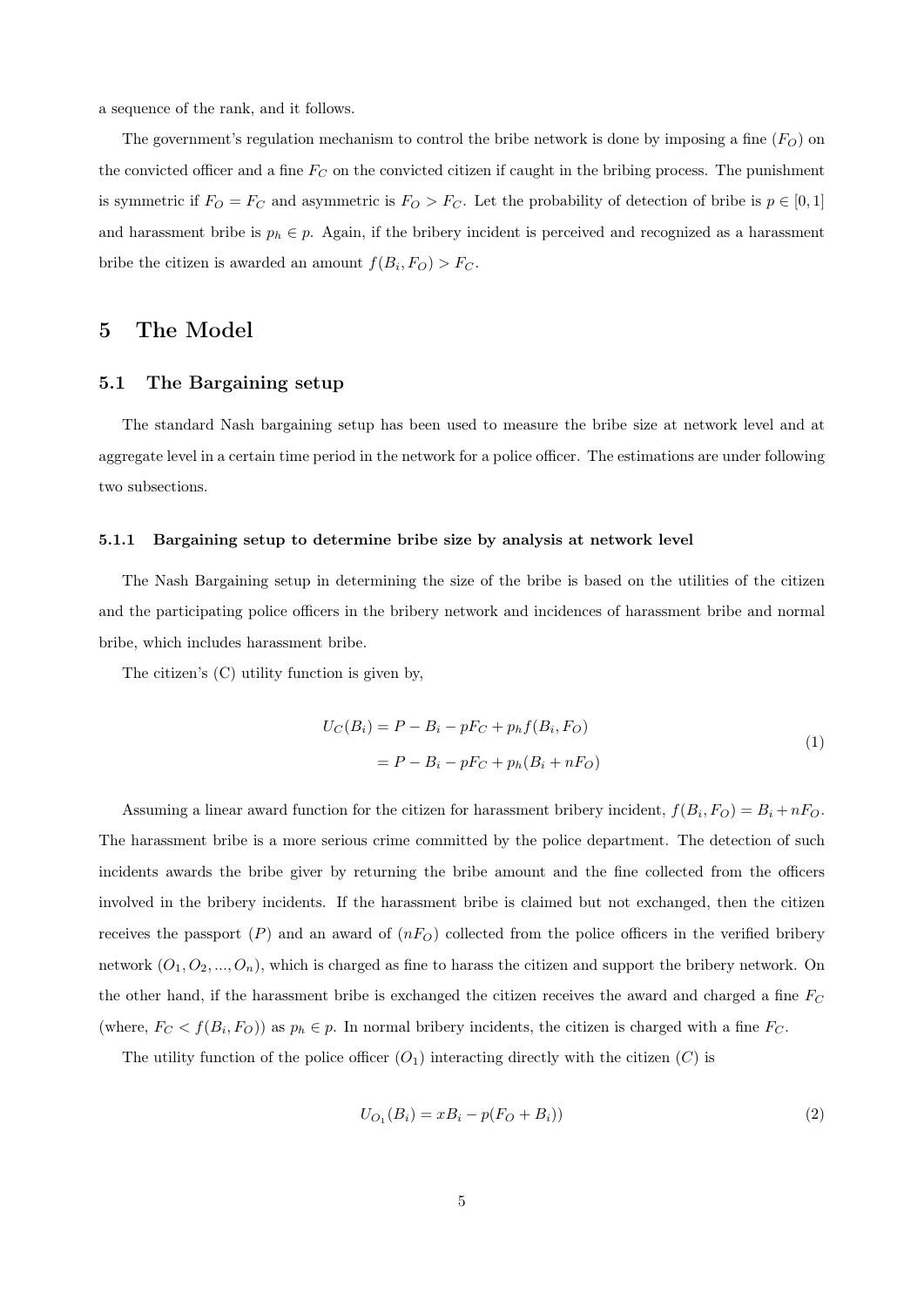a sequence of the rank, and it follows.

The government's regulation mechanism to control the bribe network is done by imposing a fine ($F_O$) on the convicted officer and a fine $F_C$ on the convicted citizen if caught in the bribing process. The punishment is symmetric if $F_O = F_C$ and asymmetric is $F_O > F_C$. Let the probability of detection of bribe is $p \in [0, 1]$ and harassment bribe is $p_h \in p$. Again, if the bribery incident is perceived and recognized as a harassment bribe the citizen is awarded an amount $f(B_i, F_O) > F_C$.

# 5 The Model

## 5.1 The Bargaining setup

The standard Nash bargaining setup has been used to measure the bribe size at network level and at aggregate level in a certain time period in the network for a police officer. The estimations are under following two subsections.

### 5.1.1 Bargaining setup to determine bribe size by analysis at network level

The Nash Bargaining setup in determining the size of the bribe is based on the utilities of the citizen and the participating police officers in the bribery network and incidences of harassment bribe and normal bribe, which includes harassment bribe.

The citizen's (C) utility function is given by,

$$
\begin{aligned}
U_C(B_i) &= P - B_i - pF_C + p_h f(B_i, F_O) \\
&= P - B_i - pF_C + p_h(B_i + nF_O)
\end{aligned}
\tag{1}
$$

Assuming a linear award function for the citizen for harassment bribery incident, $f(B_i, F_O) = B_i + nF_O$. The harassment bribe is a more serious crime committed by the police department. The detection of such incidents awards the bribe giver by returning the bribe amount and the fine collected from the officers involved in the bribery incidents. If the harassment bribe is claimed but not exchanged, then the citizen receives the passport ($P$) and an award of ($nF_O$) collected from the police officers in the verified bribery network ($O_1, O_2, ..., O_n$), which is charged as fine to harass the citizen and support the bribery network. On the other hand, if the harassment bribe is exchanged the citizen receives the award and charged a fine $F_C$ (where, $F_C < f(B_i, F_O)$) as $p_h \in p$. In normal bribery incidents, the citizen is charged with a fine $F_C$.

The utility function of the police officer ($O_1$) interacting directly with the citizen ($C$) is

$$
U_{O_1}(B_i) = xB_i - p(F_O + B_i)) \tag{2}
$$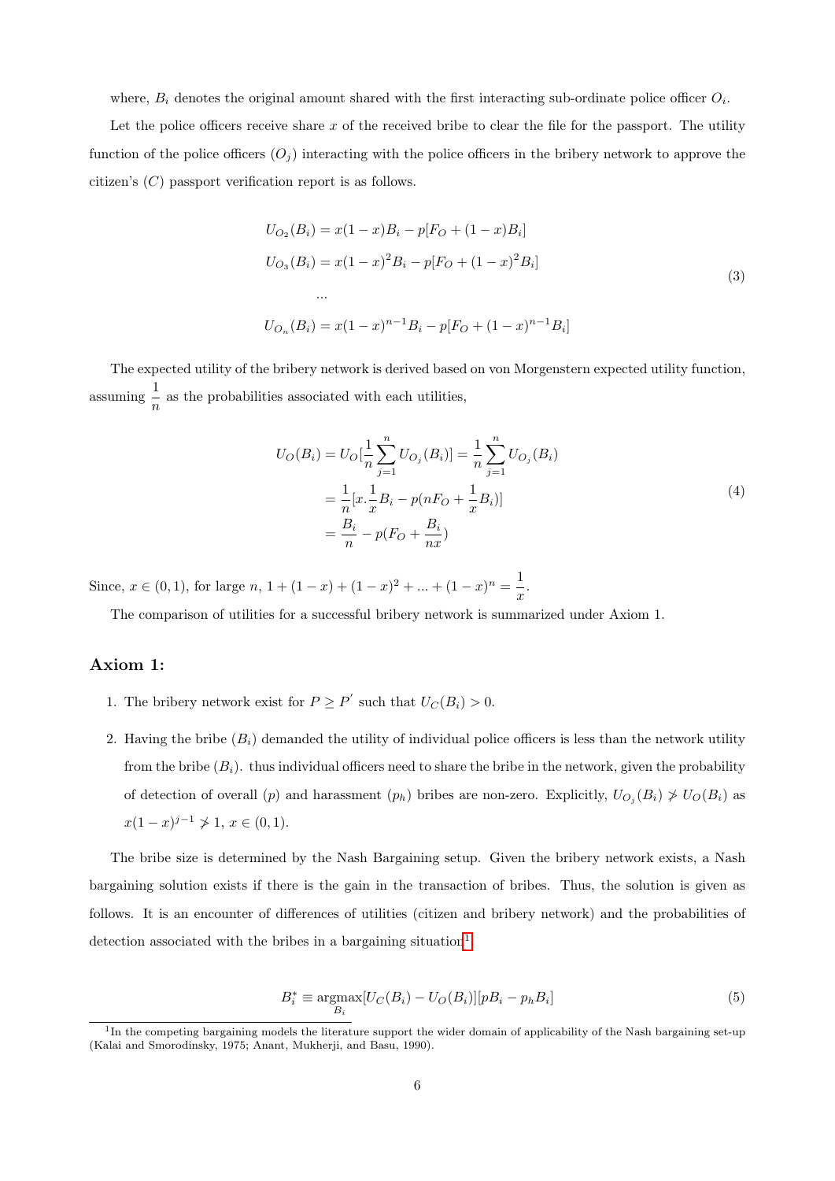where, $B_i$ denotes the original amount shared with the first interacting sub-ordinate police officer $O_i$.

Let the police officers receive share $x$ of the received bribe to clear the file for the passport. The utility function of the police officers $(O_j)$ interacting with the police officers in the bribery network to approve the citizen's $(C)$ passport verification report is as follows.

$$
\begin{aligned}
U_{O_2}(B_i) &= x(1-x)B_i - p[F_O + (1-x)B_i] \\
U_{O_3}(B_i) &= x(1-x)^2 B_i - p[F_O + (1-x)^2 B_i] \\
&\;\;... \\
U_{O_n}(B_i) &= x(1-x)^{n-1} B_i - p[F_O + (1-x)^{n-1} B_i]
\end{aligned}
\tag{3}
$$

The expected utility of the bribery network is derived based on von Morgenstern expected utility function, assuming $\frac{1}{n}$ as the probabilities associated with each utilities,

$$
\begin{aligned}
U_O(B_i) = U_O[\frac{1}{n}\sum_{j=1}^{n} U_{O_j}(B_i)] &= \frac{1}{n}\sum_{j=1}^{n} U_{O_j}(B_i) \\
&= \frac{1}{n}[x.\frac{1}{x}B_i - p(nF_O + \frac{1}{x}B_i)] \\
&= \frac{B_i}{n} - p(F_O + \frac{B_i}{nx})
\end{aligned}
\tag{4}
$$

Since, $x \in (0,1)$, for large $n$, $1 + (1-x) + (1-x)^2 + ... + (1-x)^n = \frac{1}{x}$.

The comparison of utilities for a successful bribery network is summarized under Axiom 1.

## Axiom 1:

1. The bribery network exist for $P \geq P'$ such that $U_C(B_i) > 0$.
2. Having the bribe $(B_i)$ demanded the utility of individual police officers is less than the network utility from the bribe $(B_i)$. thus individual officers need to share the bribe in the network, given the probability of detection of overall $(p)$ and harassment $(p_h)$ bribes are non-zero. Explicitly, $U_{O_j}(B_i) \ngtr U_O(B_i)$ as $x(1-x)^{j-1} \ngtr 1$, $x \in (0,1)$.

The bribe size is determined by the Nash Bargaining setup. Given the bribery network exists, a Nash bargaining solution exists if there is the gain in the transaction of bribes. Thus, the solution is given as follows. It is an encounter of differences of utilities (citizen and bribery network) and the probabilities of detection associated with the bribes in a bargaining situation[1].

$$
B_i^* \equiv \underset{B_i}{\text{argmax}}[U_C(B_i) - U_O(B_i)][pB_i - p_h B_i] \tag{5}
$$

[1] In the competing bargaining models the literature support the wider domain of applicability of the Nash bargaining set-up (Kalai and Smorodinsky, 1975; Anant, Mukherji, and Basu, 1990).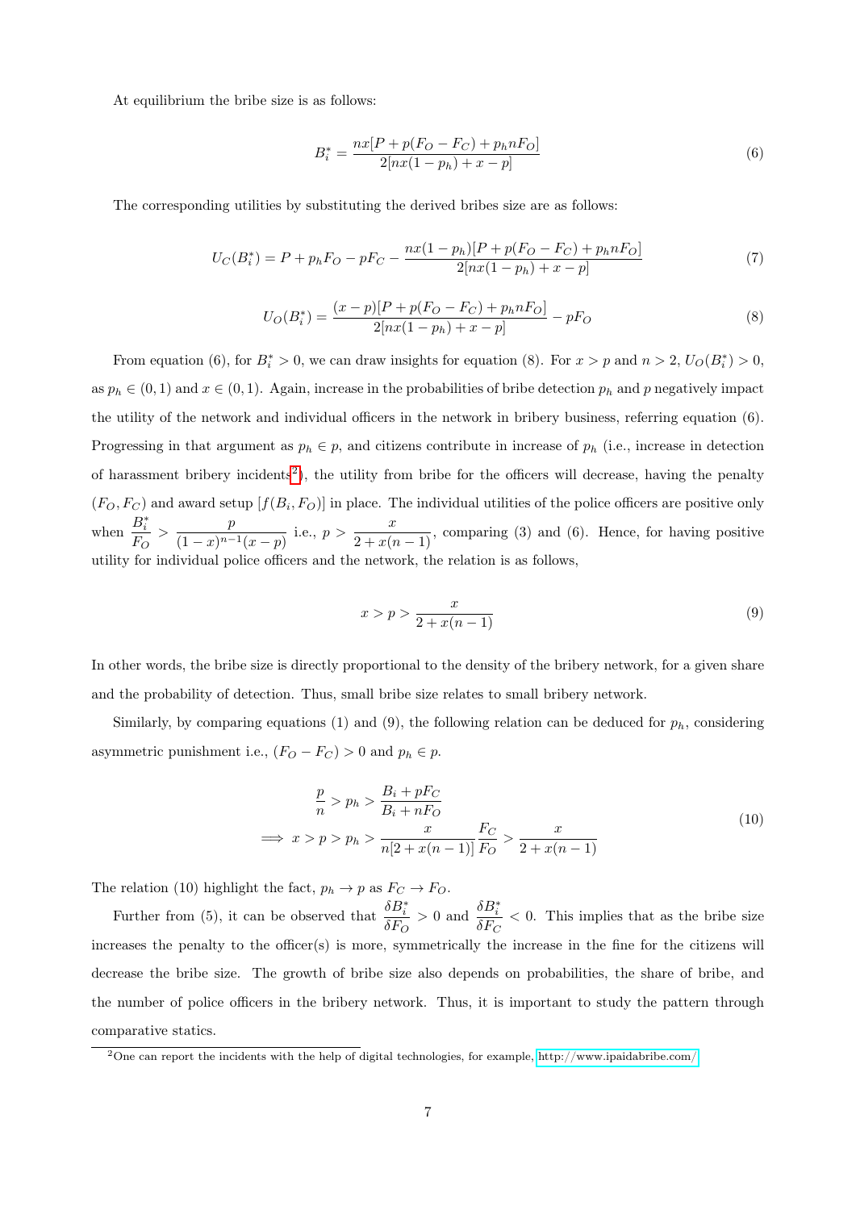At equilibrium the bribe size is as follows:

$$B_i^* = \frac{nx[P + p(F_O - F_C) + p_h n F_O]}{2[nx(1-p_h) + x - p]} \tag{6}$$

The corresponding utilities by substituting the derived bribes size are as follows:

$$U_C(B_i^*) = P + p_h F_O - pF_C - \frac{nx(1-p_h)[P + p(F_O - F_C) + p_h n F_O]}{2[nx(1-p_h) + x - p]} \tag{7}$$

$$U_O(B_i^*) = \frac{(x-p)[P + p(F_O - F_C) + p_h n F_O]}{2[nx(1-p_h) + x - p]} - pF_O \tag{8}$$

From equation (6), for $B_i^* > 0$, we can draw insights for equation (8). For $x > p$ and $n > 2$, $U_O(B_i^*) > 0$, as $p_h \in (0,1)$ and $x \in (0,1)$. Again, increase in the probabilities of bribe detection $p_h$ and $p$ negatively impact the utility of the network and individual officers in the network in bribery business, referring equation (6). Progressing in that argument as $p_h \in p$, and citizens contribute in increase of $p_h$ (i.e., increase in detection of harassment bribery incidents[2]), the utility from bribe for the officers will decrease, having the penalty $(F_O, F_C)$ and award setup $[f(B_i, F_O)]$ in place. The individual utilities of the police officers are positive only when $\frac{B_i^*}{F_O} > \frac{p}{(1-x)^{n-1}(x-p)}$ i.e., $p > \frac{x}{2 + x(n-1)}$, comparing (3) and (6). Hence, for having positive utility for individual police officers and the network, the relation is as follows,

$$x > p > \frac{x}{2 + x(n-1)} \tag{9}$$

In other words, the bribe size is directly proportional to the density of the bribery network, for a given share and the probability of detection. Thus, small bribe size relates to small bribery network.

Similarly, by comparing equations (1) and (9), the following relation can be deduced for $p_h$, considering asymmetric punishment i.e., $(F_O - F_C) > 0$ and $p_h \in p$.

$$\begin{aligned} &\frac{p}{n} > p_h > \frac{B_i + pF_C}{B_i + nF_O} \\ \implies &x > p > p_h > \frac{x}{n[2 + x(n-1)]}\frac{F_C}{F_O} > \frac{x}{2 + x(n-1)} \end{aligned} \tag{10}$$

The relation (10) highlight the fact, $p_h \to p$ as $F_C \to F_O$.

Further from (5), it can be observed that $\frac{\delta B_i^*}{\delta F_O} > 0$ and $\frac{\delta B_i^*}{\delta F_C} < 0$. This implies that as the bribe size increases the penalty to the officer(s) is more, symmetrically the increase in the fine for the citizens will decrease the bribe size. The growth of bribe size also depends on probabilities, the share of bribe, and the number of police officers in the bribery network. Thus, it is important to study the pattern through comparative statics.

[2] One can report the incidents with the help of digital technologies, for example, http://www.ipaidabribe.com/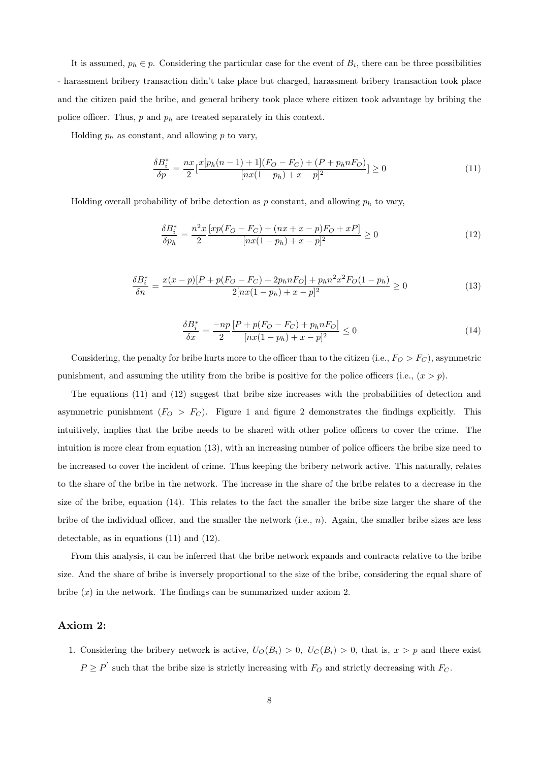It is assumed, $p_h \in p$. Considering the particular case for the event of $B_i$, there can be three possibilities - harassment bribery transaction didn't take place but charged, harassment bribery transaction took place and the citizen paid the bribe, and general bribery took place where citizen took advantage by bribing the police officer. Thus, $p$ and $p_h$ are treated separately in this context.

Holding $p_h$ as constant, and allowing $p$ to vary,

$$\frac{\delta B_i^*}{\delta p} = \frac{nx}{2}\left[\frac{x[p_h(n-1)+1](F_O - F_C) + (P + p_h n F_O)}{[nx(1-p_h) + x - p]^2}\right] \geq 0 \tag{11}$$

Holding overall probability of bribe detection as $p$ constant, and allowing $p_h$ to vary,

$$\frac{\delta B_i^*}{\delta p_h} = \frac{n^2 x}{2} \frac{[xp(F_O - F_C) + (nx + x - p)F_O + xP]}{[nx(1-p_h) + x - p]^2} \geq 0 \tag{12}$$

$$\frac{\delta B_i^*}{\delta n} = \frac{x(x-p)[P + p(F_O - F_C) + 2p_h n F_O] + p_h n^2 x^2 F_O (1-p_h)}{2[nx(1-p_h) + x - p]^2} \geq 0 \tag{13}$$

$$\frac{\delta B_i^*}{\delta x} = \frac{-np}{2} \frac{[P + p(F_O - F_C) + p_h n F_O]}{[nx(1-p_h) + x - p]^2} \leq 0 \tag{14}$$

Considering, the penalty for bribe hurts more to the officer than to the citizen (i.e., $F_O > F_C$), asymmetric punishment, and assuming the utility from the bribe is positive for the police officers (i.e., $(x > p)$.

The equations (11) and (12) suggest that bribe size increases with the probabilities of detection and asymmetric punishment ($F_O > F_C$). Figure 1 and figure 2 demonstrates the findings explicitly. This intuitively, implies that the bribe needs to be shared with other police officers to cover the crime. The intuition is more clear from equation (13), with an increasing number of police officers the bribe size need to be increased to cover the incident of crime. Thus keeping the bribery network active. This naturally, relates to the share of the bribe in the network. The increase in the share of the bribe relates to a decrease in the size of the bribe, equation (14). This relates to the fact the smaller the bribe size larger the share of the bribe of the individual officer, and the smaller the network (i.e., $n$). Again, the smaller bribe sizes are less detectable, as in equations (11) and (12).

From this analysis, it can be inferred that the bribe network expands and contracts relative to the bribe size. And the share of bribe is inversely proportional to the size of the bribe, considering the equal share of bribe ($x$) in the network. The findings can be summarized under axiom 2.

## Axiom 2:

1. Considering the bribery network is active, $U_O(B_i) > 0$, $U_C(B_i) > 0$, that is, $x > p$ and there exist $P \geq P'$ such that the bribe size is strictly increasing with $F_O$ and strictly decreasing with $F_C$.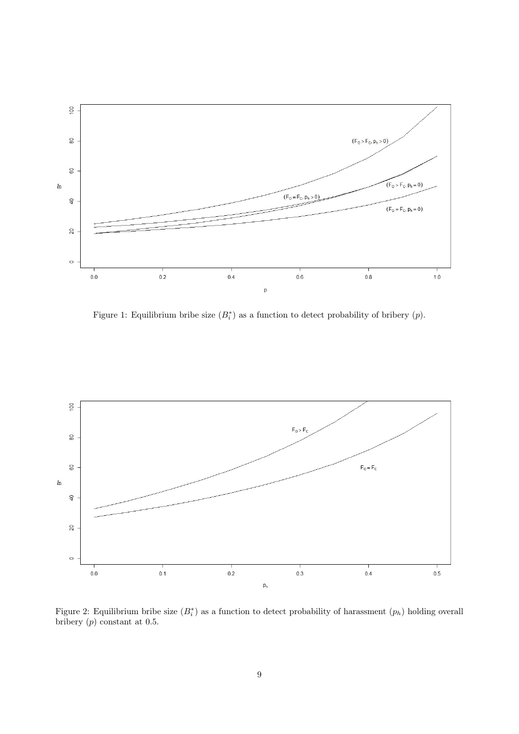Figure 1: Equilibrium bribe size ($B_i^*$) as a function to detect probability of bribery ($p$).

Figure 2: Equilibrium bribe size ($B_i^*$) as a function to detect probability of harassment ($p_h$) holding overall bribery ($p$) constant at 0.5.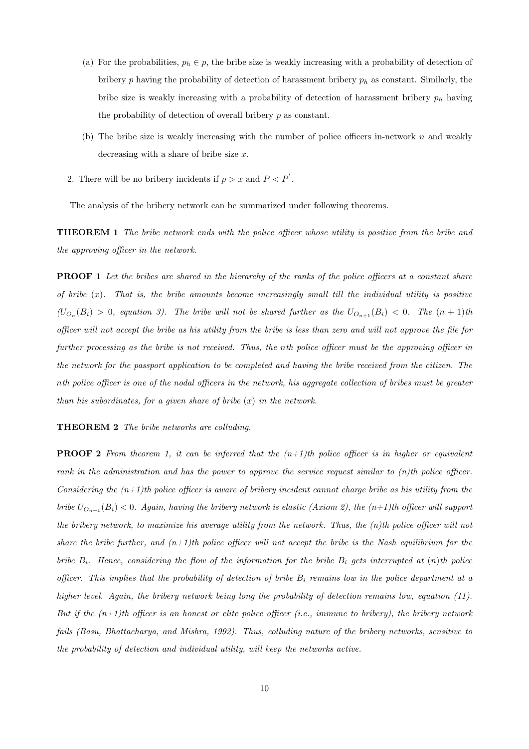(a) For the probabilities, $p_h \in p$, the bribe size is weakly increasing with a probability of detection of bribery $p$ having the probability of detection of harassment bribery $p_h$ as constant. Similarly, the bribe size is weakly increasing with a probability of detection of harassment bribery $p_h$ having the probability of detection of overall bribery $p$ as constant.

(b) The bribe size is weakly increasing with the number of police officers in-network $n$ and weakly decreasing with a share of bribe size $x$.

2. There will be no bribery incidents if $p > x$ and $P < P'$.

The analysis of the bribery network can be summarized under following theorems.

**THEOREM 1** *The bribe network ends with the police officer whose utility is positive from the bribe and the approving officer in the network.*

**PROOF 1** *Let the bribes are shared in the hierarchy of the ranks of the police officers at a constant share of bribe ($x$). That is, the bribe amounts become increasingly small till the individual utility is positive ($U_{O_n}(B_i) > 0$, equation 3). The bribe will not be shared further as the $U_{O_{n+1}}(B_i) < 0$. The $(n+1)th$ officer will not accept the bribe as his utility from the bribe is less than zero and will not approve the file for further processing as the bribe is not received. Thus, the $n$th police officer must be the approving officer in the network for the passport application to be completed and having the bribe received from the citizen. The $n$th police officer is one of the nodal officers in the network, his aggregate collection of bribes must be greater than his subordinates, for a given share of bribe ($x$) in the network.*

**THEOREM 2** *The bribe networks are colluding.*

**PROOF 2** *From theorem 1, it can be inferred that the (n+1)th police officer is in higher or equivalent rank in the administration and has the power to approve the service request similar to (n)th police officer. Considering the (n+1)th police officer is aware of bribery incident cannot charge bribe as his utility from the bribe $U_{O_{n+1}}(B_i) < 0$. Again, having the bribery network is elastic (Axiom 2), the (n+1)th officer will support the bribery network, to maximize his average utility from the network. Thus, the (n)th police officer will not share the bribe further, and (n+1)th police officer will not accept the bribe is the Nash equilibrium for the bribe $B_i$. Hence, considering the flow of the information for the bribe $B_i$ gets interrupted at (n)th police officer. This implies that the probability of detection of bribe $B_i$ remains low in the police department at a higher level. Again, the bribery network being long the probability of detection remains low, equation (11). But if the (n+1)th officer is an honest or elite police officer (i.e., immune to bribery), the bribery network fails (Basu, Bhattacharya, and Mishra, 1992). Thus, colluding nature of the bribery networks, sensitive to the probability of detection and individual utility, will keep the networks active.*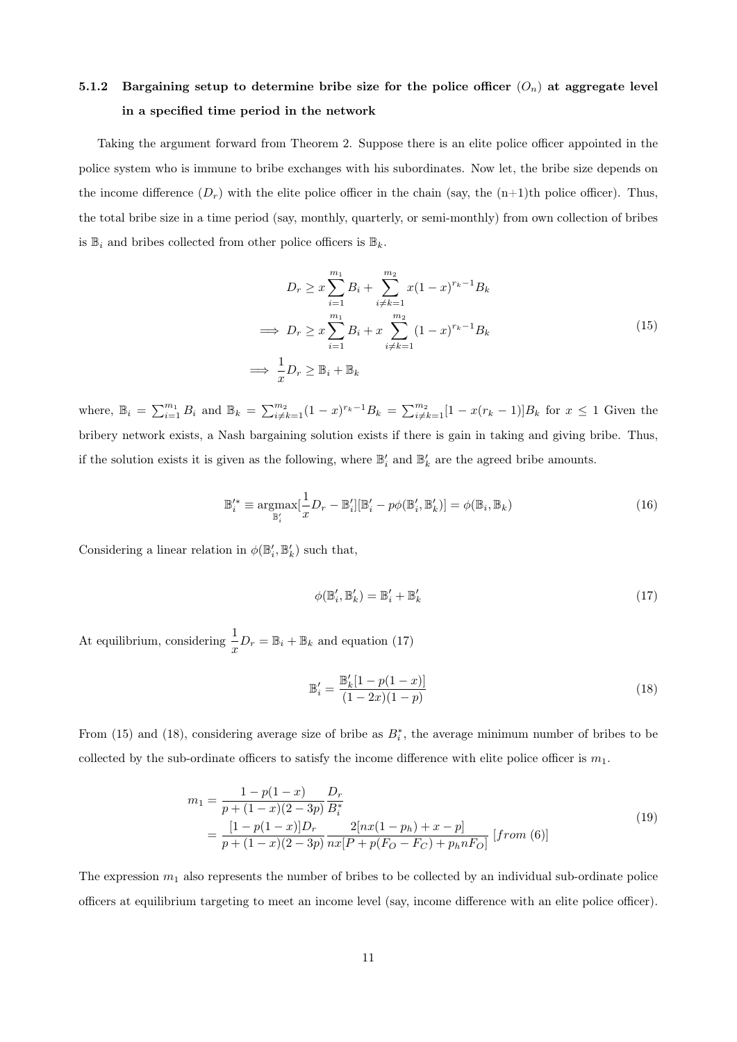### 5.1.2 Bargaining setup to determine bribe size for the police officer ($O_n$) at aggregate level in a specified time period in the network

Taking the argument forward from Theorem 2. Suppose there is an elite police officer appointed in the police system who is immune to bribe exchanges with his subordinates. Now let, the bribe size depends on the income difference ($D_r$) with the elite police officer in the chain (say, the (n+1)th police officer). Thus, the total bribe size in a time period (say, monthly, quarterly, or semi-monthly) from own collection of bribes is $\mathbb{B}_i$ and bribes collected from other police officers is $\mathbb{B}_k$.

$$
\begin{aligned}
D_r &\geq x\sum_{i=1}^{m_1} B_i + \sum_{i \neq k=1}^{m_2} x(1-x)^{r_k-1}B_k \\
\implies D_r &\geq x\sum_{i=1}^{m_1} B_i + x\sum_{i \neq k=1}^{m_2} (1-x)^{r_k-1}B_k \\
\implies \frac{1}{x}D_r &\geq \mathbb{B}_i + \mathbb{B}_k
\end{aligned}
\tag{15}
$$

where, $\mathbb{B}_i = \sum_{i=1}^{m_1} B_i$ and $\mathbb{B}_k = \sum_{i \neq k=1}^{m_2}(1-x)^{r_k-1}B_k = \sum_{i \neq k=1}^{m_2}[1-x(r_k-1)]B_k$ for $x \leq 1$ Given the bribery network exists, a Nash bargaining solution exists if there is gain in taking and giving bribe. Thus, if the solution exists it is given as the following, where $\mathbb{B}_i'$ and $\mathbb{B}_k'$ are the agreed bribe amounts.

$$
\mathbb{B}_i'^* \equiv \underset{\mathbb{B}_i'}{\operatorname{argmax}}[\frac{1}{x}D_r - \mathbb{B}_i'][\mathbb{B}_i' - p\phi(\mathbb{B}_i', \mathbb{B}_k')] = \phi(\mathbb{B}_i, \mathbb{B}_k)
\tag{16}
$$

Considering a linear relation in $\phi(\mathbb{B}_i', \mathbb{B}_k')$ such that,

$$
\phi(\mathbb{B}_i', \mathbb{B}_k') = \mathbb{B}_i' + \mathbb{B}_k'
\tag{17}
$$

At equilibrium, considering $\frac{1}{x}D_r = \mathbb{B}_i + \mathbb{B}_k$ and equation (17)

$$
\mathbb{B}_i' = \frac{\mathbb{B}_k'[1-p(1-x)]}{(1-2x)(1-p)}
\tag{18}
$$

From (15) and (18), considering average size of bribe as $B_i^*$, the average minimum number of bribes to be collected by the sub-ordinate officers to satisfy the income difference with elite police officer is $m_1$.

$$
\begin{aligned}
m_1 &= \frac{1-p(1-x)}{p+(1-x)(2-3p)}\frac{D_r}{B_i^*} \\
&= \frac{[1-p(1-x)]D_r}{p+(1-x)(2-3p)}\frac{2[nx(1-p_h)+x-p]}{nx[P+p(F_O-F_C)+p_h nF_O]} \; [from\ (6)]
\end{aligned}
\tag{19}
$$

The expression $m_1$ also represents the number of bribes to be collected by an individual sub-ordinate police officers at equilibrium targeting to meet an income level (say, income difference with an elite police officer).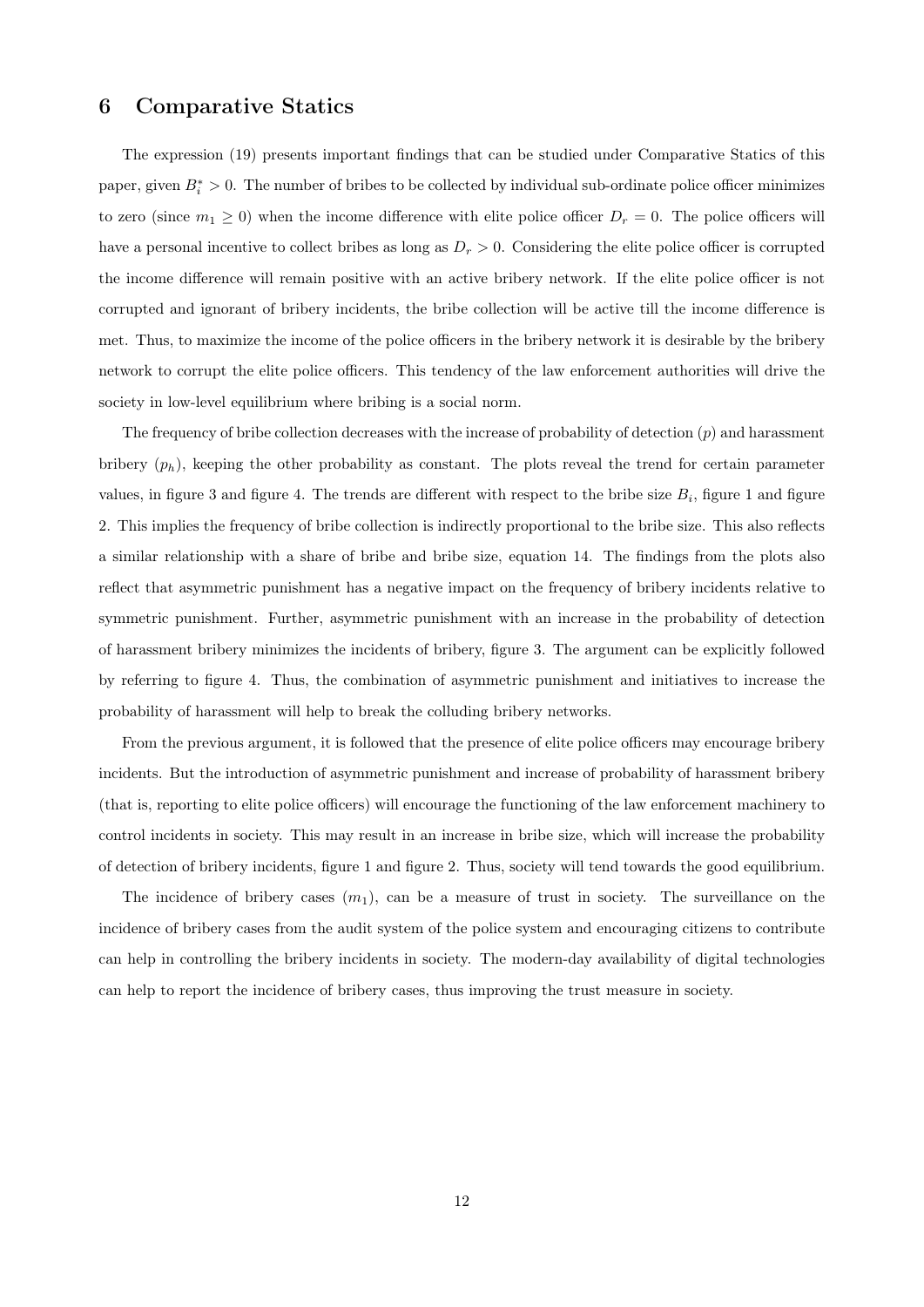## 6 Comparative Statics

The expression (19) presents important findings that can be studied under Comparative Statics of this paper, given $B_i^* > 0$. The number of bribes to be collected by individual sub-ordinate police officer minimizes to zero (since $m_1 \geq 0$) when the income difference with elite police officer $D_r = 0$. The police officers will have a personal incentive to collect bribes as long as $D_r > 0$. Considering the elite police officer is corrupted the income difference will remain positive with an active bribery network. If the elite police officer is not corrupted and ignorant of bribery incidents, the bribe collection will be active till the income difference is met. Thus, to maximize the income of the police officers in the bribery network it is desirable by the bribery network to corrupt the elite police officers. This tendency of the law enforcement authorities will drive the society in low-level equilibrium where bribing is a social norm.

The frequency of bribe collection decreases with the increase of probability of detection ($p$) and harassment bribery ($p_h$), keeping the other probability as constant. The plots reveal the trend for certain parameter values, in figure 3 and figure 4. The trends are different with respect to the bribe size $B_i$, figure 1 and figure 2. This implies the frequency of bribe collection is indirectly proportional to the bribe size. This also reflects a similar relationship with a share of bribe and bribe size, equation 14. The findings from the plots also reflect that asymmetric punishment has a negative impact on the frequency of bribery incidents relative to symmetric punishment. Further, asymmetric punishment with an increase in the probability of detection of harassment bribery minimizes the incidents of bribery, figure 3. The argument can be explicitly followed by referring to figure 4. Thus, the combination of asymmetric punishment and initiatives to increase the probability of harassment will help to break the colluding bribery networks.

From the previous argument, it is followed that the presence of elite police officers may encourage bribery incidents. But the introduction of asymmetric punishment and increase of probability of harassment bribery (that is, reporting to elite police officers) will encourage the functioning of the law enforcement machinery to control incidents in society. This may result in an increase in bribe size, which will increase the probability of detection of bribery incidents, figure 1 and figure 2. Thus, society will tend towards the good equilibrium.

The incidence of bribery cases ($m_1$), can be a measure of trust in society. The surveillance on the incidence of bribery cases from the audit system of the police system and encouraging citizens to contribute can help in controlling the bribery incidents in society. The modern-day availability of digital technologies can help to report the incidence of bribery cases, thus improving the trust measure in society.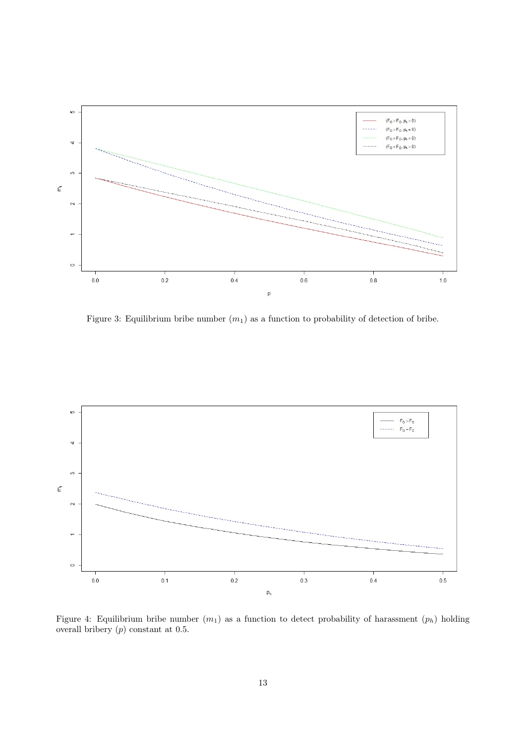Figure 3: Equilibrium bribe number ($m_1$) as a function to probability of detection of bribe.

Figure 4: Equilibrium bribe number ($m_1$) as a function to detect probability of harassment ($p_h$) holding overall bribery ($p$) constant at 0.5.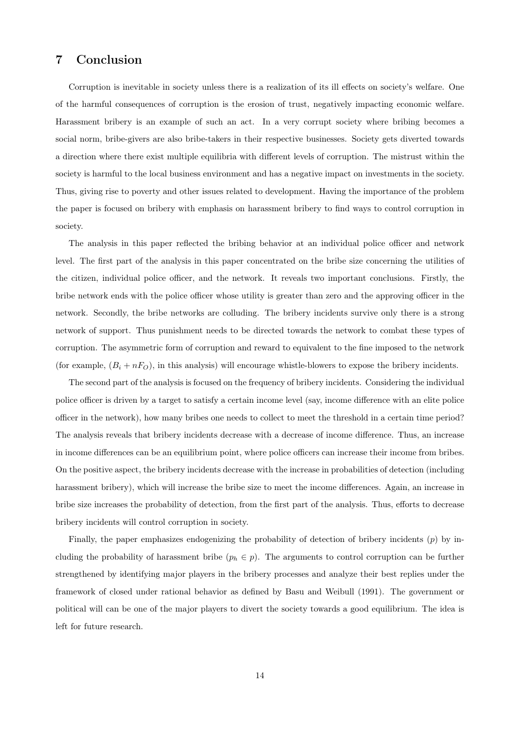## 7 Conclusion

Corruption is inevitable in society unless there is a realization of its ill effects on society's welfare. One of the harmful consequences of corruption is the erosion of trust, negatively impacting economic welfare. Harassment bribery is an example of such an act. In a very corrupt society where bribing becomes a social norm, bribe-givers are also bribe-takers in their respective businesses. Society gets diverted towards a direction where there exist multiple equilibria with different levels of corruption. The mistrust within the society is harmful to the local business environment and has a negative impact on investments in the society. Thus, giving rise to poverty and other issues related to development. Having the importance of the problem the paper is focused on bribery with emphasis on harassment bribery to find ways to control corruption in society.

The analysis in this paper reflected the bribing behavior at an individual police officer and network level. The first part of the analysis in this paper concentrated on the bribe size concerning the utilities of the citizen, individual police officer, and the network. It reveals two important conclusions. Firstly, the bribe network ends with the police officer whose utility is greater than zero and the approving officer in the network. Secondly, the bribe networks are colluding. The bribery incidents survive only there is a strong network of support. Thus punishment needs to be directed towards the network to combat these types of corruption. The asymmetric form of corruption and reward to equivalent to the fine imposed to the network (for example, $(B_i + nF_O)$, in this analysis) will encourage whistle-blowers to expose the bribery incidents.

The second part of the analysis is focused on the frequency of bribery incidents. Considering the individual police officer is driven by a target to satisfy a certain income level (say, income difference with an elite police officer in the network), how many bribes one needs to collect to meet the threshold in a certain time period? The analysis reveals that bribery incidents decrease with a decrease of income difference. Thus, an increase in income differences can be an equilibrium point, where police officers can increase their income from bribes. On the positive aspect, the bribery incidents decrease with the increase in probabilities of detection (including harassment bribery), which will increase the bribe size to meet the income differences. Again, an increase in bribe size increases the probability of detection, from the first part of the analysis. Thus, efforts to decrease bribery incidents will control corruption in society.

Finally, the paper emphasizes endogenizing the probability of detection of bribery incidents ($p$) by including the probability of harassment bribe ($p_h \in p$). The arguments to control corruption can be further strengthened by identifying major players in the bribery processes and analyze their best replies under the framework of closed under rational behavior as defined by Basu and Weibull (1991). The government or political will can be one of the major players to divert the society towards a good equilibrium. The idea is left for future research.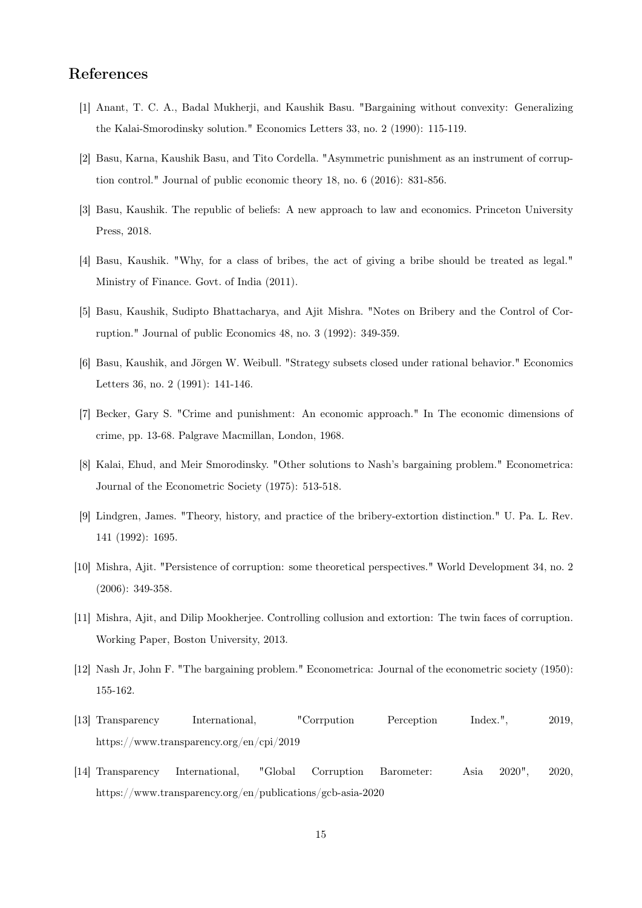## References

[1] Anant, T. C. A., Badal Mukherji, and Kaushik Basu. "Bargaining without convexity: Generalizing the Kalai-Smorodinsky solution." Economics Letters 33, no. 2 (1990): 115-119.

[2] Basu, Karna, Kaushik Basu, and Tito Cordella. "Asymmetric punishment as an instrument of corruption control." Journal of public economic theory 18, no. 6 (2016): 831-856.

[3] Basu, Kaushik. The republic of beliefs: A new approach to law and economics. Princeton University Press, 2018.

[4] Basu, Kaushik. "Why, for a class of bribes, the act of giving a bribe should be treated as legal." Ministry of Finance. Govt. of India (2011).

[5] Basu, Kaushik, Sudipto Bhattacharya, and Ajit Mishra. "Notes on Bribery and the Control of Corruption." Journal of public Economics 48, no. 3 (1992): 349-359.

[6] Basu, Kaushik, and Jörgen W. Weibull. "Strategy subsets closed under rational behavior." Economics Letters 36, no. 2 (1991): 141-146.

[7] Becker, Gary S. "Crime and punishment: An economic approach." In The economic dimensions of crime, pp. 13-68. Palgrave Macmillan, London, 1968.

[8] Kalai, Ehud, and Meir Smorodinsky. "Other solutions to Nash's bargaining problem." Econometrica: Journal of the Econometric Society (1975): 513-518.

[9] Lindgren, James. "Theory, history, and practice of the bribery-extortion distinction." U. Pa. L. Rev. 141 (1992): 1695.

[10] Mishra, Ajit. "Persistence of corruption: some theoretical perspectives." World Development 34, no. 2 (2006): 349-358.

[11] Mishra, Ajit, and Dilip Mookherjee. Controlling collusion and extortion: The twin faces of corruption. Working Paper, Boston University, 2013.

[12] Nash Jr, John F. "The bargaining problem." Econometrica: Journal of the econometric society (1950): 155-162.

[13] Transparency International, "Corrpution Perception Index.", 2019, https://www.transparency.org/en/cpi/2019

[14] Transparency International, "Global Corruption Barometer: Asia 2020", 2020, https://www.transparency.org/en/publications/gcb-asia-2020